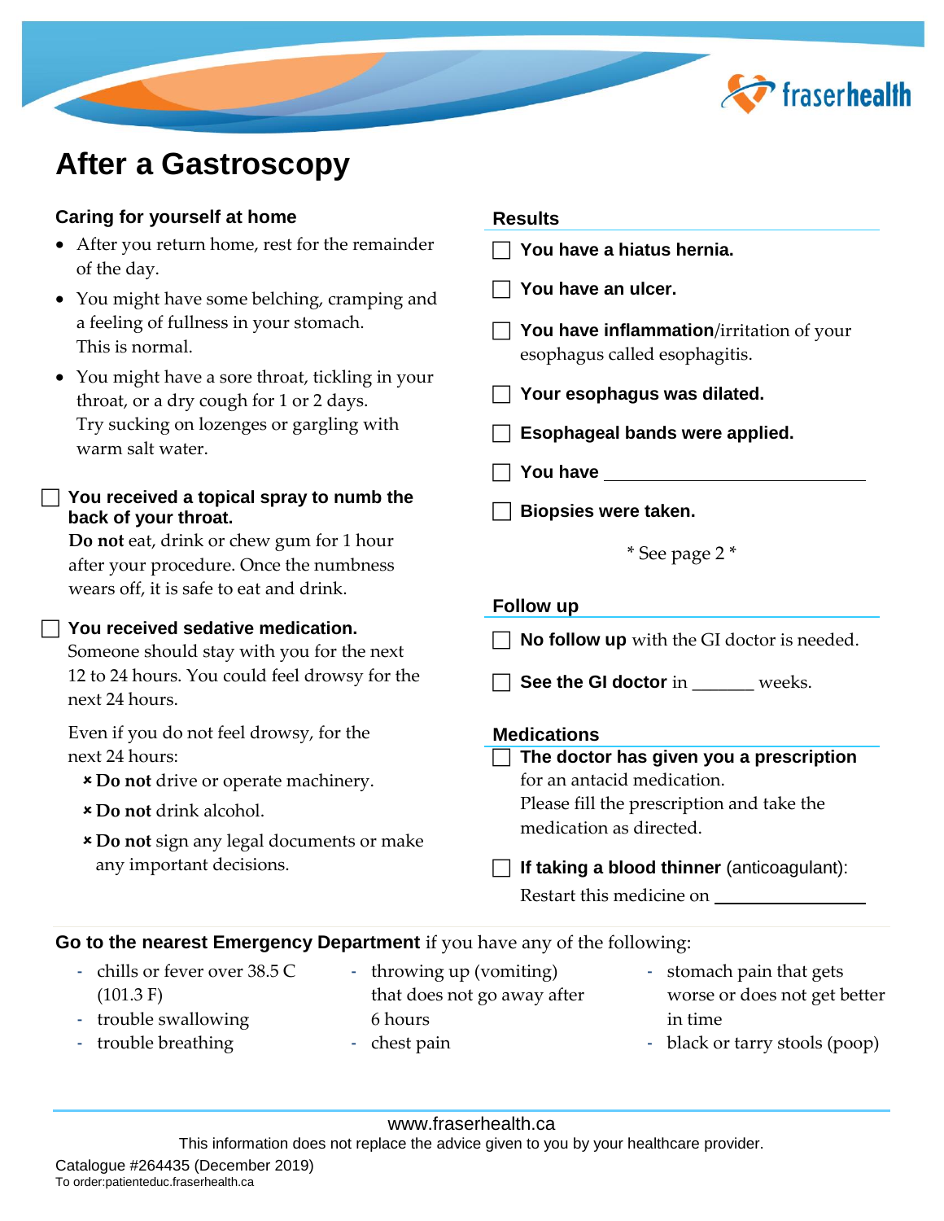# After a Gastroscopy

## Caring for yourself at home

- After you return home, rest for the remainder of the day.
- You might have some belching, cramping and a feeling of fullness in your stomach. This is normal.
- You might have a sore throat, tickling in your throat, or a dry cough for 1 or 2 days. Try sucking on lozenges or gargling with warm salt water.

☐ **You received a topical spray to numb the back of your throat.**
**Do not** eat, drink or chew gum for 1 hour after your procedure. Once the numbness wears off, it is safe to eat and drink.

☐ **You received sedative medication.**
Someone should stay with you for the next 12 to 24 hours. You could feel drowsy for the next 24 hours.

Even if you do not feel drowsy, for the next 24 hours:

- ✗ **Do not** drive or operate machinery.
- ✗ **Do not** drink alcohol.
- ✗ **Do not** sign any legal documents or make any important decisions.

## Results

☐ **You have a hiatus hernia.**

☐ **You have an ulcer.**

☐ **You have inflammation**/irritation of your esophagus called esophagitis.

☐ **Your esophagus was dilated.**

☐ **Esophageal bands were applied.**

☐ **You have** ____________________

☐ **Biopsies were taken.**

\* See page 2 \*

## Follow up

☐ **No follow up** with the GI doctor is needed.

☐ **See the GI doctor** in _______ weeks.

## Medications

☐ **The doctor has given you a prescription** for an antacid medication. Please fill the prescription and take the medication as directed.

☐ **If taking a blood thinner** (anticoagulant): Restart this medicine on ________________

**Go to the nearest Emergency Department** if you have any of the following:

- chills or fever over 38.5 C (101.3 F)
- trouble swallowing
- trouble breathing
- throwing up (vomiting) that does not go away after 6 hours
- chest pain
- stomach pain that gets worse or does not get better in time
- black or tarry stools (poop)

www.fraserhealth.ca

This information does not replace the advice given to you by your healthcare provider.

Catalogue #264435 (December 2019)
To order:patienteduc.fraserhealth.ca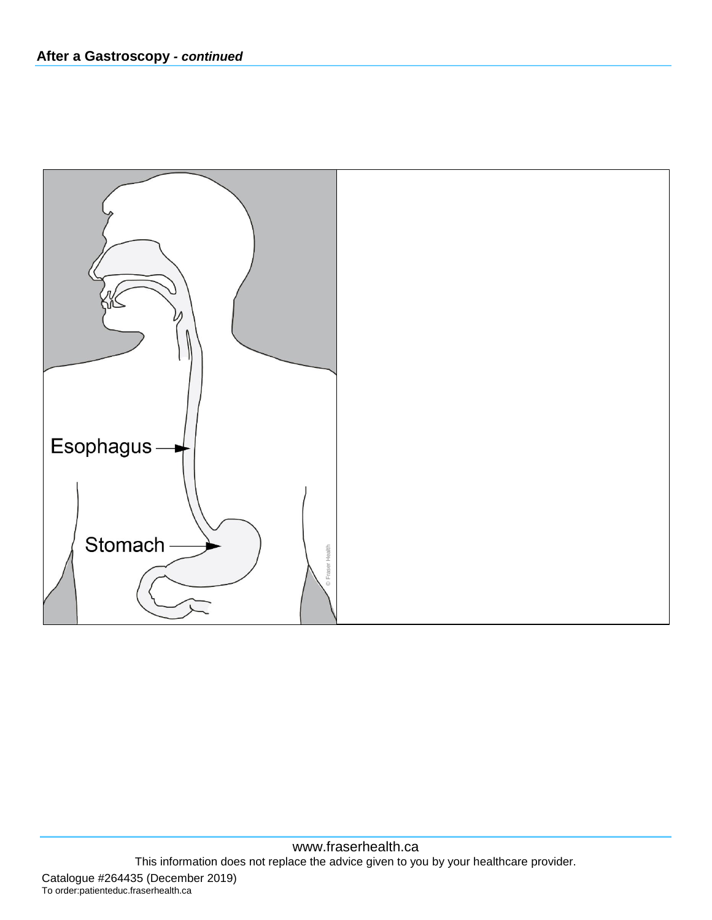Esophagus

Stomach

© Fraser Health